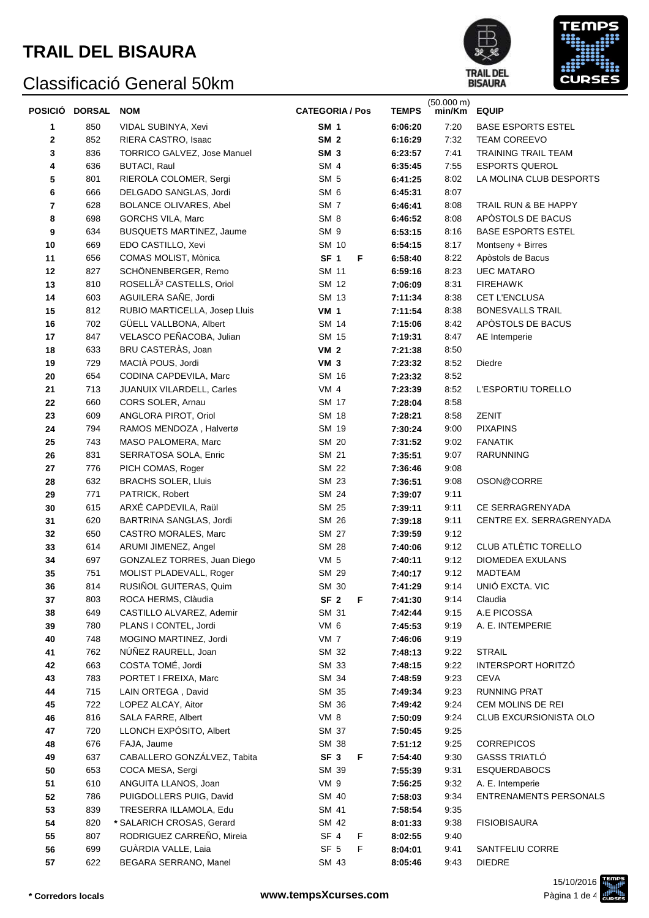# TRAIL DEL BISAURA

## Classificació General 50km

| POSICIÓ | DORSAL | NOM | CATEGORIA / Pos | | TEMPS | (50.000 m) min/Km | EQUIP |
|---|---|---|---|---|---|---|---|
| 1 | 850 | VIDAL SUBINYA, Xevi | **SM 1** | | **6:06:20** | 7:20 | BASE ESPORTS ESTEL |
| 2 | 852 | RIERA CASTRO, Isaac | **SM 2** | | **6:16:29** | 7:32 | TEAM COREEVO |
| 3 | 836 | TORRICO GALVEZ, Jose Manuel | **SM 3** | | **6:23:57** | 7:41 | TRAINING TRAIL TEAM |
| 4 | 636 | BUTACI, Raul | SM 4 | | **6:35:45** | 7:55 | ESPORTS QUEROL |
| 5 | 801 | RIEROLA COLOMER, Sergi | SM 5 | | **6:41:25** | 8:02 | LA MOLINA CLUB DESPORTS |
| 6 | 666 | DELGADO SANGLAS, Jordi | SM 6 | | **6:45:31** | 8:07 | |
| 7 | 628 | BOLANCE OLIVARES, Abel | SM 7 | | **6:46:41** | 8:08 | TRAIL RUN & BE HAPPY |
| 8 | 698 | GORCHS VILA, Marc | SM 8 | | **6:46:52** | 8:08 | APÒSTOLS DE BACUS |
| 9 | 634 | BUSQUETS MARTINEZ, Jaume | SM 9 | | **6:53:15** | 8:16 | BASE ESPORTS ESTEL |
| 10 | 669 | EDO CASTILLO, Xevi | SM 10 | | **6:54:15** | 8:17 | Montseny + Birres |
| 11 | 656 | COMAS MOLIST, Mònica | **SF 1** | **F** | **6:58:40** | 8:22 | Apòstols de Bacus |
| 12 | 827 | SCHÖNENBERGER, Remo | SM 11 | | **6:59:16** | 8:23 | UEC MATARO |
| 13 | 810 | ROSELLÃ³ CASTELLS, Oriol | SM 12 | | **7:06:09** | 8:31 | FIREHAWK |
| 14 | 603 | AGUILERA SAÑE, Jordi | SM 13 | | **7:11:34** | 8:38 | CET L'ENCLUSA |
| 15 | 812 | RUBIO MARTICELLA, Josep Lluis | **VM 1** | | **7:11:54** | 8:38 | BONESVALLS TRAIL |
| 16 | 702 | GÜELL VALLBONA, Albert | SM 14 | | **7:15:06** | 8:42 | APÒSTOLS DE BACUS |
| 17 | 847 | VELASCO PEÑACOBA, Julian | SM 15 | | **7:19:31** | 8:47 | AE Intemperie |
| 18 | 633 | BRU CASTERÀS, Joan | **VM 2** | | **7:21:38** | 8:50 | |
| 19 | 729 | MACIÀ POUS, Jordi | **VM 3** | | **7:23:32** | 8:52 | Diedre |
| 20 | 654 | CODINA CAPDEVILA, Marc | SM 16 | | **7:23:32** | 8:52 | |
| 21 | 713 | JUANUIX VILARDELL, Carles | VM 4 | | **7:23:39** | 8:52 | L'ESPORTIU TORELLO |
| 22 | 660 | CORS SOLER, Arnau | SM 17 | | **7:28:04** | 8:58 | |
| 23 | 609 | ANGLORA PIROT, Oriol | SM 18 | | **7:28:21** | 8:58 | ZENIT |
| 24 | 794 | RAMOS MENDOZA , Halvertø | SM 19 | | **7:30:24** | 9:00 | PIXAPINS |
| 25 | 743 | MASO PALOMERA, Marc | SM 20 | | **7:31:52** | 9:02 | FANATIK |
| 26 | 831 | SERRATOSA SOLA, Enric | SM 21 | | **7:35:51** | 9:07 | RARUNNING |
| 27 | 776 | PICH COMAS, Roger | SM 22 | | **7:36:46** | 9:08 | |
| 28 | 632 | BRACHS SOLER, Lluis | SM 23 | | **7:36:51** | 9:08 | OSON@CORRE |
| 29 | 771 | PATRICK, Robert | SM 24 | | **7:39:07** | 9:11 | |
| 30 | 615 | ARXÉ CAPDEVILA, Raül | SM 25 | | **7:39:11** | 9:11 | CE SERRAGRENYADA |
| 31 | 620 | BARTRINA SANGLAS, Jordi | SM 26 | | **7:39:18** | 9:11 | CENTRE EX. SERRAGRENYADA |
| 32 | 650 | CASTRO MORALES, Marc | SM 27 | | **7:39:59** | 9:12 | |
| 33 | 614 | ARUMI JIMENEZ, Angel | SM 28 | | **7:40:06** | 9:12 | CLUB ATLÈTIC TORELLO |
| 34 | 697 | GONZALEZ TORRES, Juan Diego | VM 5 | | **7:40:11** | 9:12 | DIOMEDEA EXULANS |
| 35 | 751 | MOLIST PLADEVALL, Roger | SM 29 | | **7:40:17** | 9:12 | MADTEAM |
| 36 | 814 | RUSIÑOL GUITERAS, Quim | SM 30 | | **7:41:29** | 9:14 | UNIÓ EXCTA. VIC |
| 37 | 803 | ROCA HERMS, Clàudia | **SF 2** | **F** | **7:41:30** | 9:14 | Claudia |
| 38 | 649 | CASTILLO ALVAREZ, Ademir | SM 31 | | **7:42:44** | 9:15 | A.E PICOSSA |
| 39 | 780 | PLANS I CONTEL, Jordi | VM 6 | | **7:45:53** | 9:19 | A. E. INTEMPERIE |
| 40 | 748 | MOGINO MARTINEZ, Jordi | VM 7 | | **7:46:06** | 9:19 | |
| 41 | 762 | NÚÑEZ RAURELL, Joan | SM 32 | | **7:48:13** | 9:22 | STRAIL |
| 42 | 663 | COSTA TOMÉ, Jordi | SM 33 | | **7:48:15** | 9:22 | INTERSPORT HORITZÓ |
| 43 | 783 | PORTET I FREIXA, Marc | SM 34 | | **7:48:59** | 9:23 | CEVA |
| 44 | 715 | LAIN ORTEGA , David | SM 35 | | **7:49:34** | 9:23 | RUNNING PRAT |
| 45 | 722 | LOPEZ ALCAY, Aitor | SM 36 | | **7:49:42** | 9:24 | CEM MOLINS DE REI |
| 46 | 816 | SALA FARRE, Albert | VM 8 | | **7:50:09** | 9:24 | CLUB EXCURSIONISTA OLO |
| 47 | 720 | LLONCH EXPÓSITO, Albert | SM 37 | | **7:50:45** | 9:25 | |
| 48 | 676 | FAJA, Jaume | SM 38 | | **7:51:12** | 9:25 | CORREPICOS |
| 49 | 637 | CABALLERO GONZÁLVEZ, Tabita | **SF 3** | **F** | **7:54:40** | 9:30 | GASSS TRIATLÓ |
| 50 | 653 | COCA MESA, Sergi | SM 39 | | **7:55:39** | 9:31 | ESQUERDABOCS |
| 51 | 610 | ANGUITA LLANOS, Joan | VM 9 | | **7:56:25** | 9:32 | A. E. Intemperie |
| 52 | 786 | PUIGDOLLERS PUIG, David | SM 40 | | **7:58:03** | 9:34 | ENTRENAMENTS PERSONALS |
| 53 | 839 | TRESERRA ILLAMOLA, Edu | SM 41 | | **7:58:54** | 9:35 | |
| 54 | 820 | * SALARICH CROSAS, Gerard | SM 42 | | **8:01:33** | 9:38 | FISIOBISAURA |
| 55 | 807 | RODRIGUEZ CARREÑO, Mireia | SF 4 | F | **8:02:55** | 9:40 | |
| 56 | 699 | GUÀRDIA VALLE, Laia | SF 5 | F | **8:04:01** | 9:41 | SANTFELIU CORRE |
| 57 | 622 | BEGARA SERRANO, Manel | SM 43 | | **8:05:46** | 9:43 | DIEDRE |

**\* Corredors locals**

**www.tempsXcurses.com**

15/10/2016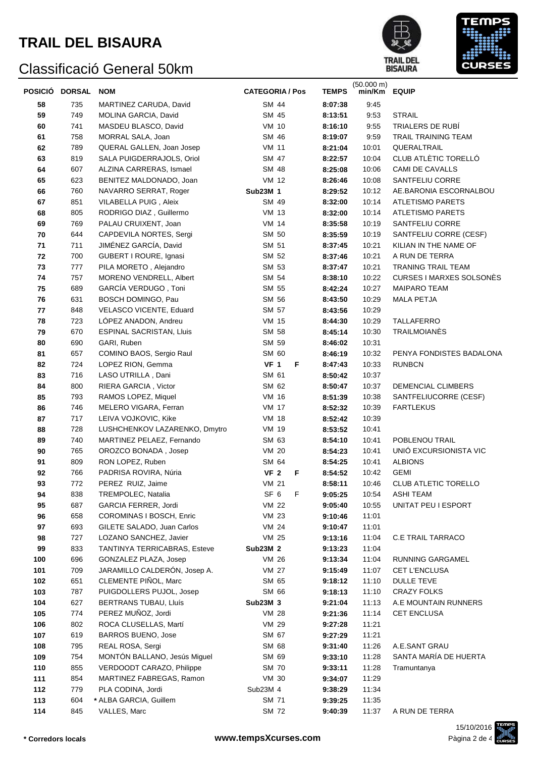# TRAIL DEL BISAURA

## Classificació General 50km

| POSICIÓ | DORSAL | NOM | CATEGORIA / Pos | | TEMPS | (50.000 m) min/Km | EQUIP |
|---|---|---|---|---|---|---|---|
| 58 | 735 | MARTINEZ CARUDA, David | SM 44 | | 8:07:38 | 9:45 | |
| 59 | 749 | MOLINA GARCIA, David | SM 45 | | 8:13:51 | 9:53 | STRAIL |
| 60 | 741 | MASDEU BLASCO, David | VM 10 | | 8:16:10 | 9:55 | TRIALERS DE RUBÍ |
| 61 | 758 | MORRAL SALA, Joan | SM 46 | | 8:19:07 | 9:59 | TRAIL TRAINING TEAM |
| 62 | 789 | QUERAL GALLEN, Joan Josep | VM 11 | | 8:21:04 | 10:01 | QUERALTRAIL |
| 63 | 819 | SALA PUIGDERRAJOLS, Oriol | SM 47 | | 8:22:57 | 10:04 | CLUB ATLÈTIC TORELLÓ |
| 64 | 607 | ALZINA CARRERAS, Ismael | SM 48 | | 8:25:08 | 10:06 | CAMI DE CAVALLS |
| 65 | 623 | BENITEZ MALDONADO, Joan | VM 12 | | 8:26:46 | 10:08 | SANTFELIU CORRE |
| 66 | 760 | NAVARRO SERRAT, Roger | **Sub23M 1** | | 8:29:52 | 10:12 | AE.BARONIA ESCORNALBOU |
| 67 | 851 | VILABELLA PUIG , Aleix | SM 49 | | 8:32:00 | 10:14 | ATLETISMO PARETS |
| 68 | 805 | RODRIGO DIAZ , Guillermo | VM 13 | | 8:32:00 | 10:14 | ATLETISMO PARETS |
| 69 | 769 | PALAU CRUIXENT, Joan | VM 14 | | 8:35:58 | 10:19 | SANTFELIU CORRE |
| 70 | 644 | CAPDEVILA NORTES, Sergi | SM 50 | | 8:35:59 | 10:19 | SANTFELIU CORRE (CESF) |
| 71 | 711 | JIMÉNEZ GARCÍA, David | SM 51 | | 8:37:45 | 10:21 | KILIAN IN THE NAME OF |
| 72 | 700 | GUBERT I ROURE, Ignasi | SM 52 | | 8:37:46 | 10:21 | A RUN DE TERRA |
| 73 | 777 | PILA MORETO , Alejandro | SM 53 | | 8:37:47 | 10:21 | TRANING TRAIL TEAM |
| 74 | 757 | MORENO VENDRELL, Albert | SM 54 | | 8:38:10 | 10:22 | CURSES I MARXES SOLSONÈS |
| 75 | 689 | GARCÍA VERDUGO , Toni | SM 55 | | 8:42:24 | 10:27 | MAIPARO TEAM |
| 76 | 631 | BOSCH DOMINGO, Pau | SM 56 | | 8:43:50 | 10:29 | MALA PETJA |
| 77 | 848 | VELASCO VICENTE, Eduard | SM 57 | | 8:43:56 | 10:29 | |
| 78 | 723 | LÓPEZ ANADON, Andreu | VM 15 | | 8:44:30 | 10:29 | TALLAFERRO |
| 79 | 670 | ESPINAL SACRISTAN, Lluis | SM 58 | | 8:45:14 | 10:30 | TRAILMOIANÈS |
| 80 | 690 | GARI, Ruben | SM 59 | | 8:46:02 | 10:31 | |
| 81 | 657 | COMINO BAOS, Sergio Raul | SM 60 | | 8:46:19 | 10:32 | PENYA FONDISTES BADALONA |
| 82 | 724 | LOPEZ RION, Gemma | **VF 1** | F | 8:47:43 | 10:33 | RUNBCN |
| 83 | 716 | LASO UTRILLA , Dani | SM 61 | | 8:50:42 | 10:37 | |
| 84 | 800 | RIERA GARCIA , Victor | SM 62 | | 8:50:47 | 10:37 | DEMENCIAL CLIMBERS |
| 85 | 793 | RAMOS LOPEZ, Miquel | VM 16 | | 8:51:39 | 10:38 | SANTFELIUCORRE (CESF) |
| 86 | 746 | MELERO VIGARA, Ferran | VM 17 | | 8:52:32 | 10:39 | FARTLEKUS |
| 87 | 717 | LEIVA VOJKOVIC, Kike | VM 18 | | 8:52:42 | 10:39 | |
| 88 | 728 | LUSHCHENKOV LAZARENKO, Dmytro | VM 19 | | 8:53:52 | 10:41 | |
| 89 | 740 | MARTINEZ PELAEZ, Fernando | SM 63 | | 8:54:10 | 10:41 | POBLENOU TRAIL |
| 90 | 765 | OROZCO BONADA , Josep | VM 20 | | 8:54:23 | 10:41 | UNIÓ EXCURSIONISTA VIC |
| 91 | 809 | RON LOPEZ, Ruben | SM 64 | | 8:54:25 | 10:41 | ALBIONS |
| 92 | 766 | PADRISA ROVIRA, Núria | **VF 2** | F | 8:54:52 | 10:42 | GEMI |
| 93 | 772 | PEREZ RUIZ, Jaime | VM 21 | | 8:58:11 | 10:46 | CLUB ATLETIC TORELLO |
| 94 | 838 | TREMPOLEC, Natalia | SF 6 | F | 9:05:25 | 10:54 | ASHI TEAM |
| 95 | 687 | GARCIA FERRER, Jordi | VM 22 | | 9:05:40 | 10:55 | UNITAT PEU I ESPORT |
| 96 | 658 | COROMINAS I BOSCH, Enric | VM 23 | | 9:10:46 | 11:01 | |
| 97 | 693 | GILETE SALADO, Juan Carlos | VM 24 | | 9:10:47 | 11:01 | |
| 98 | 727 | LOZANO SANCHEZ, Javier | VM 25 | | 9:13:16 | 11:04 | C.E TRAIL TARRACO |
| 99 | 833 | TANTINYA TERRICABRAS, Esteve | **Sub23M 2** | | 9:13:23 | 11:04 | |
| 100 | 696 | GONZALEZ PLAZA, Josep | VM 26 | | 9:13:34 | 11:04 | RUNNING GARGAMEL |
| 101 | 709 | JARAMILLO CALDERÓN, Josep A. | VM 27 | | 9:15:49 | 11:07 | CET L'ENCLUSA |
| 102 | 651 | CLEMENTE PIÑOL, Marc | SM 65 | | 9:18:12 | 11:10 | DULLE TEVE |
| 103 | 787 | PUIGDOLLERS PUJOL, Josep | SM 66 | | 9:18:13 | 11:10 | CRAZY FOLKS |
| 104 | 627 | BERTRANS TUBAU, Lluís | **Sub23M 3** | | 9:21:04 | 11:13 | A.E MOUNTAIN RUNNERS |
| 105 | 774 | PEREZ MUÑOZ, Jordi | VM 28 | | 9:21:36 | 11:14 | CET ENCLUSA |
| 106 | 802 | ROCA CLUSELLAS, Martí | VM 29 | | 9:27:28 | 11:21 | |
| 107 | 619 | BARROS BUENO, Jose | SM 67 | | 9:27:29 | 11:21 | |
| 108 | 795 | REAL ROSA, Sergi | SM 68 | | 9:31:40 | 11:26 | A.E.SANT GRAU |
| 109 | 754 | MONTÓN BALLANO, Jesús Miguel | SM 69 | | 9:33:10 | 11:28 | SANTA MARÍA DE HUERTA |
| 110 | 855 | VERDOODT CARAZO, Philippe | SM 70 | | 9:33:11 | 11:28 | Tramuntanya |
| 111 | 854 | MARTINEZ FABREGAS, Ramon | VM 30 | | 9:34:07 | 11:29 | |
| 112 | 779 | PLA CODINA, Jordi | Sub23M 4 | | 9:38:29 | 11:34 | |
| 113 | 604 | * ALBA GARCIA, Guillem | SM 71 | | 9:39:25 | 11:35 | |
| 114 | 845 | VALLES, Marc | SM 72 | | 9:40:39 | 11:37 | A RUN DE TERRA |

**\* Corredors locals**

**www.tempsXcurses.com**

15/10/2016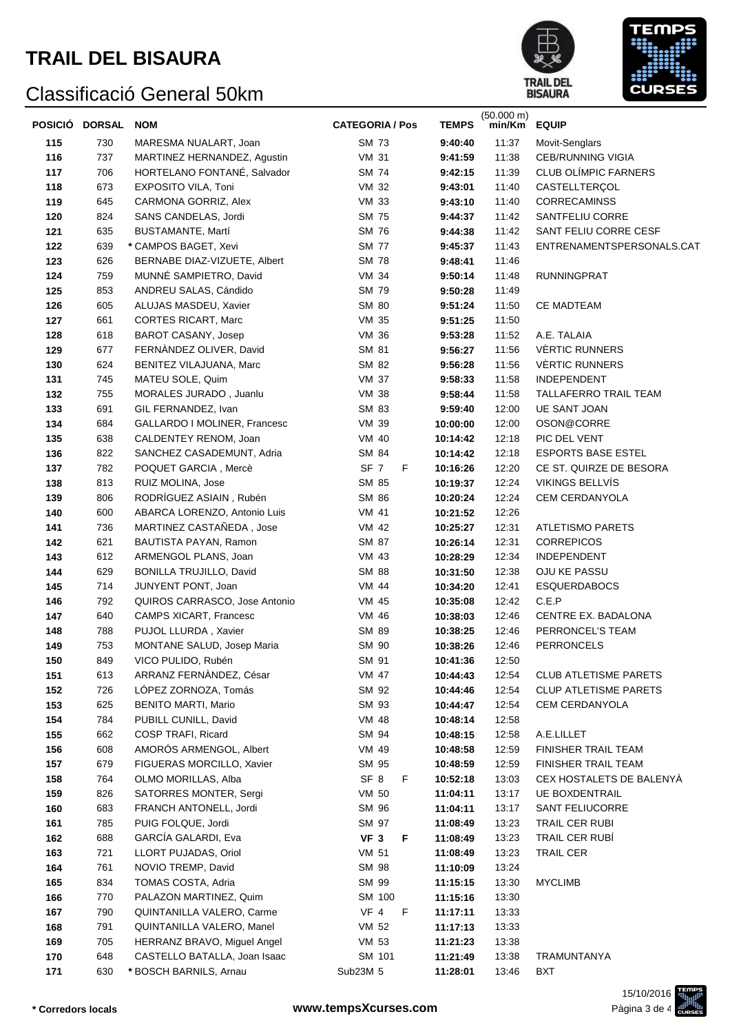# TRAIL DEL BISAURA

## Classificació General 50km

| POSICIÓ | DORSAL | NOM | CATEGORIA / Pos | | TEMPS | (50.000 m) min/Km | EQUIP |
|---|---|---|---|---|---|---|---|
| 115 | 730 | MARESMA NUALART, Joan | SM 73 | | **9:40:40** | 11:37 | Movit-Senglars |
| 116 | 737 | MARTINEZ HERNANDEZ, Agustin | VM 31 | | **9:41:59** | 11:38 | CEB/RUNNING VIGIA |
| 117 | 706 | HORTELANO FONTANÉ, Salvador | SM 74 | | **9:42:15** | 11:39 | CLUB OLÍMPIC FARNERS |
| 118 | 673 | EXPOSITO VILA, Toni | VM 32 | | **9:43:01** | 11:40 | CASTELLTERÇOL |
| 119 | 645 | CARMONA GORRIZ, Alex | VM 33 | | **9:43:10** | 11:40 | CORRECAMINSS |
| 120 | 824 | SANS CANDELAS, Jordi | SM 75 | | **9:44:37** | 11:42 | SANTFELIU CORRE |
| 121 | 635 | BUSTAMANTE, Martí | SM 76 | | **9:44:38** | 11:42 | SANT FELIU CORRE CESF |
| 122 | 639 | * CAMPOS BAGET, Xevi | SM 77 | | **9:45:37** | 11:43 | ENTRENAMENTSPERSONALS.CAT |
| 123 | 626 | BERNABE DIAZ-VIZUETE, Albert | SM 78 | | **9:48:41** | 11:46 | |
| 124 | 759 | MUNNÉ SAMPIETRO, David | VM 34 | | **9:50:14** | 11:48 | RUNNINGPRAT |
| 125 | 853 | ANDREU SALAS, Cándido | SM 79 | | **9:50:28** | 11:49 | |
| 126 | 605 | ALUJAS MASDEU, Xavier | SM 80 | | **9:51:24** | 11:50 | CE MADTEAM |
| 127 | 661 | CORTES RICART, Marc | VM 35 | | **9:51:25** | 11:50 | |
| 128 | 618 | BAROT CASANY, Josep | VM 36 | | **9:53:28** | 11:52 | A.E. TALAIA |
| 129 | 677 | FERNÀNDEZ OLIVER, David | SM 81 | | **9:56:27** | 11:56 | VÈRTIC RUNNERS |
| 130 | 624 | BENITEZ VILAJUANA, Marc | SM 82 | | **9:56:28** | 11:56 | VÈRTIC RUNNERS |
| 131 | 745 | MATEU SOLE, Quim | VM 37 | | **9:58:33** | 11:58 | INDEPENDENT |
| 132 | 755 | MORALES JURADO , Juanlu | VM 38 | | **9:58:44** | 11:58 | TALLAFERRO TRAIL TEAM |
| 133 | 691 | GIL FERNANDEZ, Ivan | SM 83 | | **9:59:40** | 12:00 | UE SANT JOAN |
| 134 | 684 | GALLARDO I MOLINER, Francesc | VM 39 | | **10:00:00** | 12:00 | OSON@CORRE |
| 135 | 638 | CALDENTEY RENOM, Joan | VM 40 | | **10:14:42** | 12:18 | PIC DEL VENT |
| 136 | 822 | SANCHEZ CASADEMUNT, Adria | SM 84 | | **10:14:42** | 12:18 | ESPORTS BASE ESTEL |
| 137 | 782 | POQUET GARCIA , Mercè | SF 7 | F | **10:16:26** | 12:20 | CE ST. QUIRZE DE BESORA |
| 138 | 813 | RUIZ MOLINA, Jose | SM 85 | | **10:19:37** | 12:24 | VIKINGS BELLVÍS |
| 139 | 806 | RODRÍGUEZ ASIAIN , Rubén | SM 86 | | **10:20:24** | 12:24 | CEM CERDANYOLA |
| 140 | 600 | ABARCA LORENZO, Antonio Luis | VM 41 | | **10:21:52** | 12:26 | |
| 141 | 736 | MARTINEZ CASTAÑEDA , Jose | VM 42 | | **10:25:27** | 12:31 | ATLETISMO PARETS |
| 142 | 621 | BAUTISTA PAYAN, Ramon | SM 87 | | **10:26:14** | 12:31 | CORREPICOS |
| 143 | 612 | ARMENGOL PLANS, Joan | VM 43 | | **10:28:29** | 12:34 | INDEPENDENT |
| 144 | 629 | BONILLA TRUJILLO, David | SM 88 | | **10:31:50** | 12:38 | OJU KE PASSU |
| 145 | 714 | JUNYENT PONT, Joan | VM 44 | | **10:34:20** | 12:41 | ESQUERDABOCS |
| 146 | 792 | QUIROS CARRASCO, Jose Antonio | VM 45 | | **10:35:08** | 12:42 | C.E.P |
| 147 | 640 | CAMPS XICART, Francesc | VM 46 | | **10:38:03** | 12:46 | CENTRE EX. BADALONA |
| 148 | 788 | PUJOL LLURDA , Xavier | SM 89 | | **10:38:25** | 12:46 | PERRONCEL'S TEAM |
| 149 | 753 | MONTANE SALUD, Josep Maria | SM 90 | | **10:38:26** | 12:46 | PERRONCELS |
| 150 | 849 | VICO PULIDO, Rubén | SM 91 | | **10:41:36** | 12:50 | |
| 151 | 613 | ARRANZ FERNÀNDEZ, César | VM 47 | | **10:44:43** | 12:54 | CLUB ATLETISME PARETS |
| 152 | 726 | LÓPEZ ZORNOZA, Tomás | SM 92 | | **10:44:46** | 12:54 | CLUP ATLETISME PARETS |
| 153 | 625 | BENITO MARTI, Mario | SM 93 | | **10:44:47** | 12:54 | CEM CERDANYOLA |
| 154 | 784 | PUBILL CUNILL, David | VM 48 | | **10:48:14** | 12:58 | |
| 155 | 662 | COSP TRAFI, Ricard | SM 94 | | **10:48:15** | 12:58 | A.E.LILLET |
| 156 | 608 | AMORÓS ARMENGOL, Albert | VM 49 | | **10:48:58** | 12:59 | FINISHER TRAIL TEAM |
| 157 | 679 | FIGUERAS MORCILLO, Xavier | SM 95 | | **10:48:59** | 12:59 | FINISHER TRAIL TEAM |
| 158 | 764 | OLMO MORILLAS, Alba | SF 8 | F | **10:52:18** | 13:03 | CEX HOSTALETS DE BALENYÀ |
| 159 | 826 | SATORRES MONTER, Sergi | VM 50 | | **11:04:11** | 13:17 | UE BOXDENTRAIL |
| 160 | 683 | FRANCH ANTONELL, Jordi | SM 96 | | **11:04:11** | 13:17 | SANT FELIUCORRE |
| 161 | 785 | PUIG FOLQUE, Jordi | SM 97 | | **11:08:49** | 13:23 | TRAIL CER RUBI |
| 162 | 688 | GARCÍA GALARDI, Eva | **VF 3** | **F** | **11:08:49** | 13:23 | TRAIL CER RUBÍ |
| 163 | 721 | LLORT PUJADAS, Oriol | VM 51 | | **11:08:49** | 13:23 | TRAIL CER |
| 164 | 761 | NOVIO TREMP, David | SM 98 | | **11:10:09** | 13:24 | |
| 165 | 834 | TOMAS COSTA, Adria | SM 99 | | **11:15:15** | 13:30 | MYCLIMB |
| 166 | 770 | PALAZON MARTINEZ, Quim | SM 100 | | **11:15:16** | 13:30 | |
| 167 | 790 | QUINTANILLA VALERO, Carme | VF 4 | F | **11:17:11** | 13:33 | |
| 168 | 791 | QUINTANILLA VALERO, Manel | VM 52 | | **11:17:13** | 13:33 | |
| 169 | 705 | HERRANZ BRAVO, Miguel Angel | VM 53 | | **11:21:23** | 13:38 | |
| 170 | 648 | CASTELLO BATALLA, Joan Isaac | SM 101 | | **11:21:49** | 13:38 | TRAMUNTANYA |
| 171 | 630 | * BOSCH BARNILS, Arnau | Sub23M 5 | | **11:28:01** | 13:46 | BXT |

**\* Corredors locals** **www.tempsXcurses.com** 15/10/2016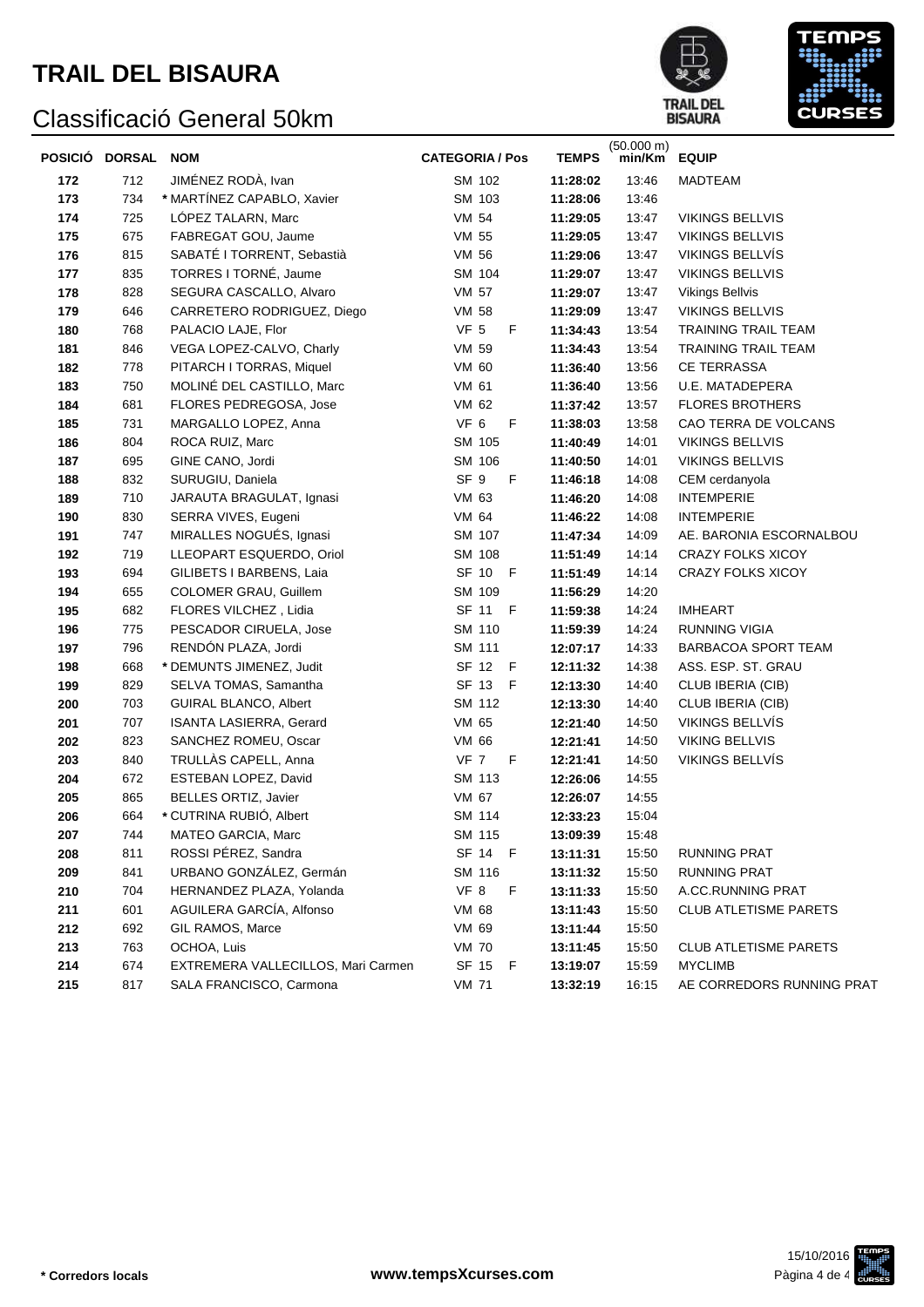# TRAIL DEL BISAURA

## Classificació General 50km

| POSICIÓ | DORSAL | NOM | CATEGORIA / Pos | | TEMPS | (50.000 m) min/Km | EQUIP |
|---|---|---|---|---|---|---|---|
| 172 | 712 | JIMÉNEZ RODÀ, Ivan | SM 102 | | **11:28:02** | 13:46 | MADTEAM |
| 173 | 734 | * MARTÍNEZ CAPABLO, Xavier | SM 103 | | **11:28:06** | 13:46 | |
| 174 | 725 | LÓPEZ TALARN, Marc | VM 54 | | **11:29:05** | 13:47 | VIKINGS BELLVIS |
| 175 | 675 | FABREGAT GOU, Jaume | VM 55 | | **11:29:05** | 13:47 | VIKINGS BELLVIS |
| 176 | 815 | SABATÉ I TORRENT, Sebastià | VM 56 | | **11:29:06** | 13:47 | VIKINGS BELLVÍS |
| 177 | 835 | TORRES I TORNÉ, Jaume | SM 104 | | **11:29:07** | 13:47 | VIKINGS BELLVIS |
| 178 | 828 | SEGURA CASCALLO, Alvaro | VM 57 | | **11:29:07** | 13:47 | Vikings Bellvis |
| 179 | 646 | CARRETERO RODRIGUEZ, Diego | VM 58 | | **11:29:09** | 13:47 | VIKINGS BELLVIS |
| 180 | 768 | PALACIO LAJE, Flor | VF 5 | F | **11:34:43** | 13:54 | TRAINING TRAIL TEAM |
| 181 | 846 | VEGA LOPEZ-CALVO, Charly | VM 59 | | **11:34:43** | 13:54 | TRAINING TRAIL TEAM |
| 182 | 778 | PITARCH I TORRAS, Miquel | VM 60 | | **11:36:40** | 13:56 | CE TERRASSA |
| 183 | 750 | MOLINÉ DEL CASTILLO, Marc | VM 61 | | **11:36:40** | 13:56 | U.E. MATADEPERA |
| 184 | 681 | FLORES PEDREGOSA, Jose | VM 62 | | **11:37:42** | 13:57 | FLORES BROTHERS |
| 185 | 731 | MARGALLO LOPEZ, Anna | VF 6 | F | **11:38:03** | 13:58 | CAO TERRA DE VOLCANS |
| 186 | 804 | ROCA RUIZ, Marc | SM 105 | | **11:40:49** | 14:01 | VIKINGS BELLVIS |
| 187 | 695 | GINE CANO, Jordi | SM 106 | | **11:40:50** | 14:01 | VIKINGS BELLVIS |
| 188 | 832 | SURUGIU, Daniela | SF 9 | F | **11:46:18** | 14:08 | CEM cerdanyola |
| 189 | 710 | JARAUTA BRAGULAT, Ignasi | VM 63 | | **11:46:20** | 14:08 | INTEMPERIE |
| 190 | 830 | SERRA VIVES, Eugeni | VM 64 | | **11:46:22** | 14:08 | INTEMPERIE |
| 191 | 747 | MIRALLES NOGUÉS, Ignasi | SM 107 | | **11:47:34** | 14:09 | AE. BARONIA ESCORNALBOU |
| 192 | 719 | LLEOPART ESQUERDO, Oriol | SM 108 | | **11:51:49** | 14:14 | CRAZY FOLKS XICOY |
| 193 | 694 | GILIBETS I BARBENS, Laia | SF 10 | F | **11:51:49** | 14:14 | CRAZY FOLKS XICOY |
| 194 | 655 | COLOMER GRAU, Guillem | SM 109 | | **11:56:29** | 14:20 | |
| 195 | 682 | FLORES VILCHEZ , Lidia | SF 11 | F | **11:59:38** | 14:24 | IMHEART |
| 196 | 775 | PESCADOR CIRUELA, Jose | SM 110 | | **11:59:39** | 14:24 | RUNNING VIGIA |
| 197 | 796 | RENDÓN PLAZA, Jordi | SM 111 | | **12:07:17** | 14:33 | BARBACOA SPORT TEAM |
| 198 | 668 | * DEMUNTS JIMENEZ, Judit | SF 12 | F | **12:11:32** | 14:38 | ASS. ESP. ST. GRAU |
| 199 | 829 | SELVA TOMAS, Samantha | SF 13 | F | **12:13:30** | 14:40 | CLUB IBERIA (CIB) |
| 200 | 703 | GUIRAL BLANCO, Albert | SM 112 | | **12:13:30** | 14:40 | CLUB IBERIA (CIB) |
| 201 | 707 | ISANTA LASIERRA, Gerard | VM 65 | | **12:21:40** | 14:50 | VIKINGS BELLVÍS |
| 202 | 823 | SANCHEZ ROMEU, Oscar | VM 66 | | **12:21:41** | 14:50 | VIKING BELLVIS |
| 203 | 840 | TRULLÀS CAPELL, Anna | VF 7 | F | **12:21:41** | 14:50 | VIKINGS BELLVÍS |
| 204 | 672 | ESTEBAN LOPEZ, David | SM 113 | | **12:26:06** | 14:55 | |
| 205 | 865 | BELLES ORTIZ, Javier | VM 67 | | **12:26:07** | 14:55 | |
| 206 | 664 | * CUTRINA RUBIÓ, Albert | SM 114 | | **12:33:23** | 15:04 | |
| 207 | 744 | MATEO GARCIA, Marc | SM 115 | | **13:09:39** | 15:48 | |
| 208 | 811 | ROSSI PÉREZ, Sandra | SF 14 | F | **13:11:31** | 15:50 | RUNNING PRAT |
| 209 | 841 | URBANO GONZÁLEZ, Germán | SM 116 | | **13:11:32** | 15:50 | RUNNING PRAT |
| 210 | 704 | HERNANDEZ PLAZA, Yolanda | VF 8 | F | **13:11:33** | 15:50 | A.CC.RUNNING PRAT |
| 211 | 601 | AGUILERA GARCÍA, Alfonso | VM 68 | | **13:11:43** | 15:50 | CLUB ATLETISME PARETS |
| 212 | 692 | GIL RAMOS, Marce | VM 69 | | **13:11:44** | 15:50 | |
| 213 | 763 | OCHOA, Luis | VM 70 | | **13:11:45** | 15:50 | CLUB ATLETISME PARETS |
| 214 | 674 | EXTREMERA VALLECILLOS, Mari Carmen | SF 15 | F | **13:19:07** | 15:59 | MYCLIMB |
| 215 | 817 | SALA FRANCISCO, Carmona | VM 71 | | **13:32:19** | 16:15 | AE CORREDORS RUNNING PRAT |

**\* Corredors locals**

**www.tempsXcurses.com**

15/10/2016